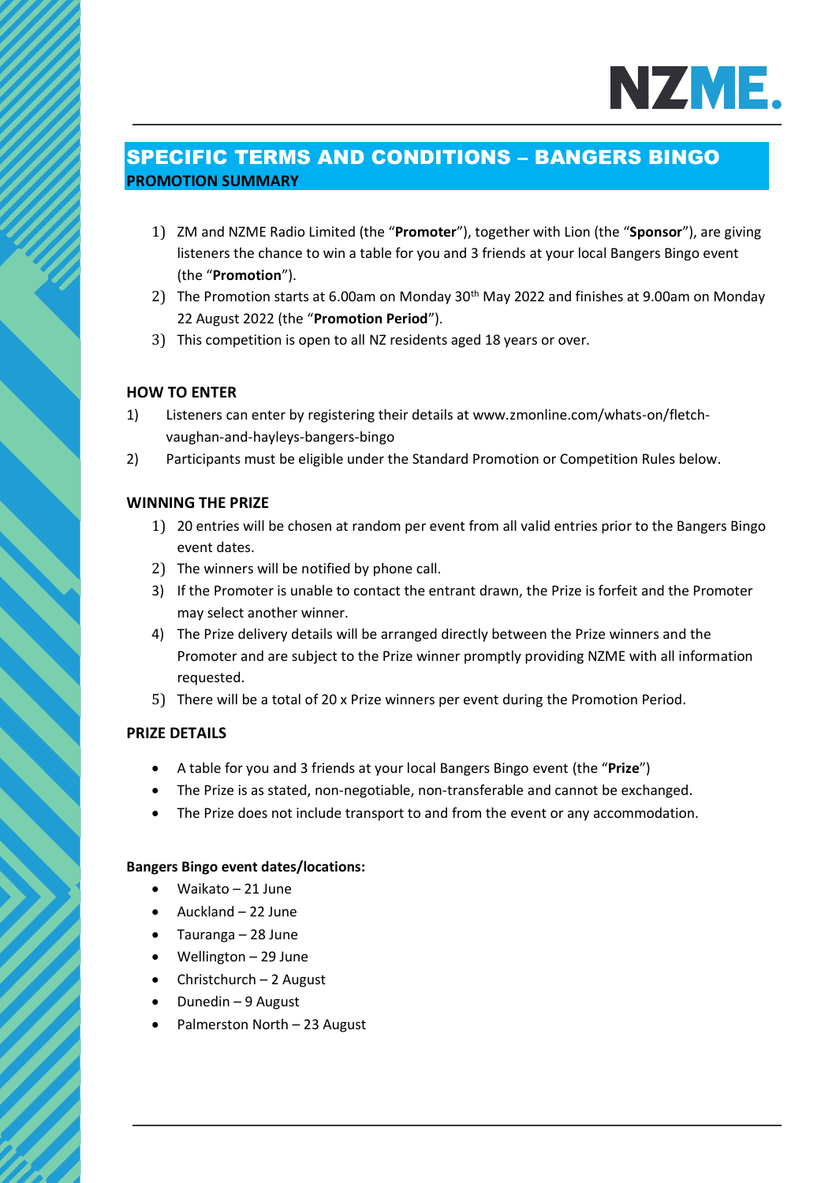# SPECIFIC TERMS AND CONDITIONS – BANGERS BINGO

## PROMOTION SUMMARY

1) ZM and NZME Radio Limited (the "**Promoter**"), together with Lion (the "**Sponsor**"), are giving listeners the chance to win a table for you and 3 friends at your local Bangers Bingo event (the "**Promotion**").
2) The Promotion starts at 6.00am on Monday 30th May 2022 and finishes at 9.00am on Monday 22 August 2022 (the "**Promotion Period**").
3) This competition is open to all NZ residents aged 18 years or over.

## HOW TO ENTER

1) Listeners can enter by registering their details at www.zmonline.com/whats-on/fletch-vaughan-and-hayleys-bangers-bingo
2) Participants must be eligible under the Standard Promotion or Competition Rules below.

## WINNING THE PRIZE

1) 20 entries will be chosen at random per event from all valid entries prior to the Bangers Bingo event dates.
2) The winners will be notified by phone call.
3) If the Promoter is unable to contact the entrant drawn, the Prize is forfeit and the Promoter may select another winner.
4) The Prize delivery details will be arranged directly between the Prize winners and the Promoter and are subject to the Prize winner promptly providing NZME with all information requested.
5) There will be a total of 20 x Prize winners per event during the Promotion Period.

## PRIZE DETAILS

- A table for you and 3 friends at your local Bangers Bingo event (the "**Prize**")
- The Prize is as stated, non-negotiable, non-transferable and cannot be exchanged.
- The Prize does not include transport to and from the event or any accommodation.

**Bangers Bingo event dates/locations:**

- Waikato – 21 June
- Auckland – 22 June
- Tauranga – 28 June
- Wellington – 29 June
- Christchurch – 2 August
- Dunedin – 9 August
- Palmerston North – 23 August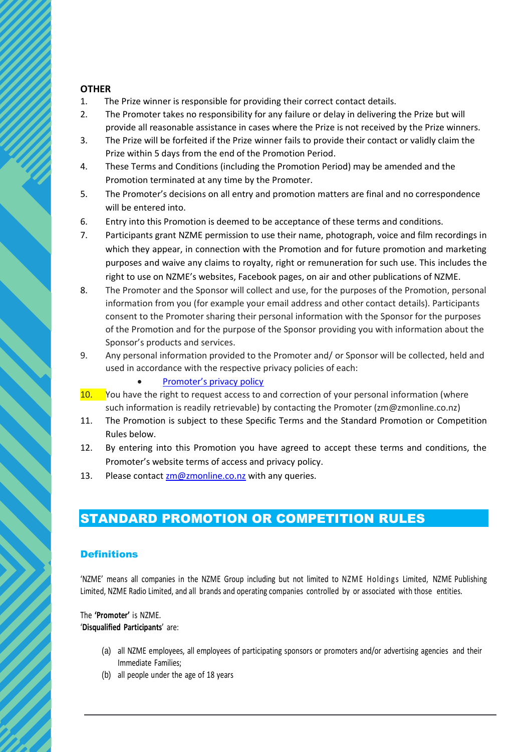**OTHER**

1. The Prize winner is responsible for providing their correct contact details.
2. The Promoter takes no responsibility for any failure or delay in delivering the Prize but will provide all reasonable assistance in cases where the Prize is not received by the Prize winners.
3. The Prize will be forfeited if the Prize winner fails to provide their contact or validly claim the Prize within 5 days from the end of the Promotion Period.
4. These Terms and Conditions (including the Promotion Period) may be amended and the Promotion terminated at any time by the Promoter.
5. The Promoter's decisions on all entry and promotion matters are final and no correspondence will be entered into.
6. Entry into this Promotion is deemed to be acceptance of these terms and conditions.
7. Participants grant NZME permission to use their name, photograph, voice and film recordings in which they appear, in connection with the Promotion and for future promotion and marketing purposes and waive any claims to royalty, right or remuneration for such use. This includes the right to use on NZME's websites, Facebook pages, on air and other publications of NZME.
8. The Promoter and the Sponsor will collect and use, for the purposes of the Promotion, personal information from you (for example your email address and other contact details). Participants consent to the Promoter sharing their personal information with the Sponsor for the purposes of the Promotion and for the purpose of the Sponsor providing you with information about the Sponsor's products and services.
9. Any personal information provided to the Promoter and/ or Sponsor will be collected, held and used in accordance with the respective privacy policies of each:
    - Promoter's privacy policy
10. You have the right to request access to and correction of your personal information (where such information is readily retrievable) by contacting the Promoter (zm@zmonline.co.nz)
11. The Promotion is subject to these Specific Terms and the Standard Promotion or Competition Rules below.
12. By entering into this Promotion you have agreed to accept these terms and conditions, the Promoter's website terms of access and privacy policy.
13. Please contact zm@zmonline.co.nz with any queries.

## STANDARD PROMOTION OR COMPETITION RULES

### Definitions

'NZME' means all companies in the NZME Group including but not limited to NZME Holdings Limited, NZME Publishing Limited, NZME Radio Limited, and all brands and operating companies controlled by or associated with those entities.

The **'Promoter'** is NZME.
'**Disqualified Participants**' are:

(a) all NZME employees, all employees of participating sponsors or promoters and/or advertising agencies and their Immediate Families;
(b) all people under the age of 18 years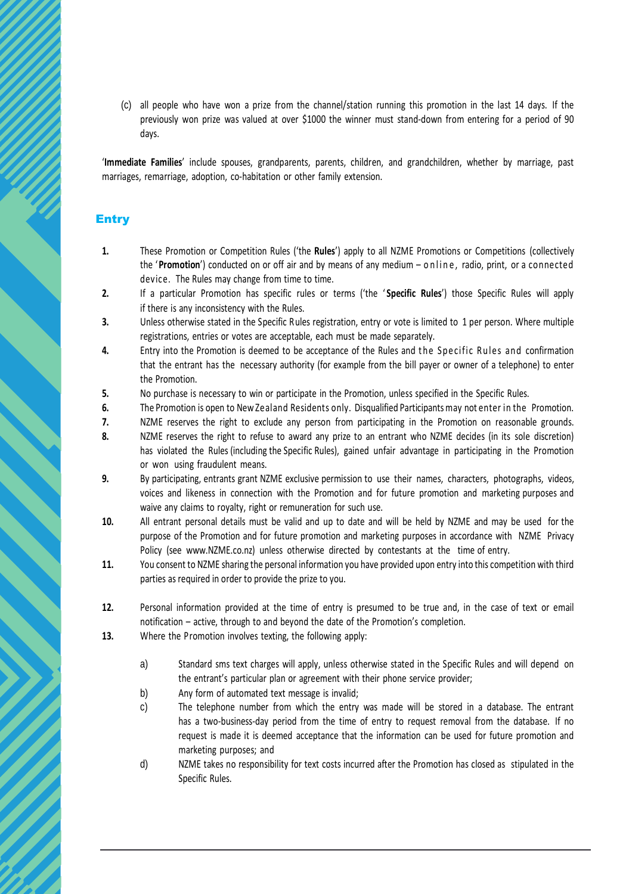(c) all people who have won a prize from the channel/station running this promotion in the last 14 days. If the previously won prize was valued at over $1000 the winner must stand-down from entering for a period of 90 days.

'**Immediate Families**' include spouses, grandparents, parents, children, and grandchildren, whether by marriage, past marriages, remarriage, adoption, co-habitation or other family extension.

## Entry

1. These Promotion or Competition Rules ('the **Rules**') apply to all NZME Promotions or Competitions (collectively the '**Promotion**') conducted on or off air and by means of any medium – online, radio, print, or a connected device. The Rules may change from time to time.
2. If a particular Promotion has specific rules or terms ('the '**Specific Rules**') those Specific Rules will apply if there is any inconsistency with the Rules.
3. Unless otherwise stated in the Specific Rules registration, entry or vote is limited to 1 per person. Where multiple registrations, entries or votes are acceptable, each must be made separately.
4. Entry into the Promotion is deemed to be acceptance of the Rules and the Specific Rules and confirmation that the entrant has the necessary authority (for example from the bill payer or owner of a telephone) to enter the Promotion.
5. No purchase is necessary to win or participate in the Promotion, unless specified in the Specific Rules.
6. The Promotion is open to New Zealand Residents only. Disqualified Participants may not enter in the Promotion.
7. NZME reserves the right to exclude any person from participating in the Promotion on reasonable grounds.
8. NZME reserves the right to refuse to award any prize to an entrant who NZME decides (in its sole discretion) has violated the Rules (including the Specific Rules), gained unfair advantage in participating in the Promotion or won using fraudulent means.
9. By participating, entrants grant NZME exclusive permission to use their names, characters, photographs, videos, voices and likeness in connection with the Promotion and for future promotion and marketing purposes and waive any claims to royalty, right or remuneration for such use.
10. All entrant personal details must be valid and up to date and will be held by NZME and may be used for the purpose of the Promotion and for future promotion and marketing purposes in accordance with NZME Privacy Policy (see www.NZME.co.nz) unless otherwise directed by contestants at the time of entry.
11. You consent to NZME sharing the personal information you have provided upon entry into this competition with third parties as required in order to provide the prize to you.
12. Personal information provided at the time of entry is presumed to be true and, in the case of text or email notification – active, through to and beyond the date of the Promotion's completion.
13. Where the Promotion involves texting, the following apply:
    a) Standard sms text charges will apply, unless otherwise stated in the Specific Rules and will depend on the entrant's particular plan or agreement with their phone service provider;
    b) Any form of automated text message is invalid;
    c) The telephone number from which the entry was made will be stored in a database. The entrant has a two-business-day period from the time of entry to request removal from the database. If no request is made it is deemed acceptance that the information can be used for future promotion and marketing purposes; and
    d) NZME takes no responsibility for text costs incurred after the Promotion has closed as stipulated in the Specific Rules.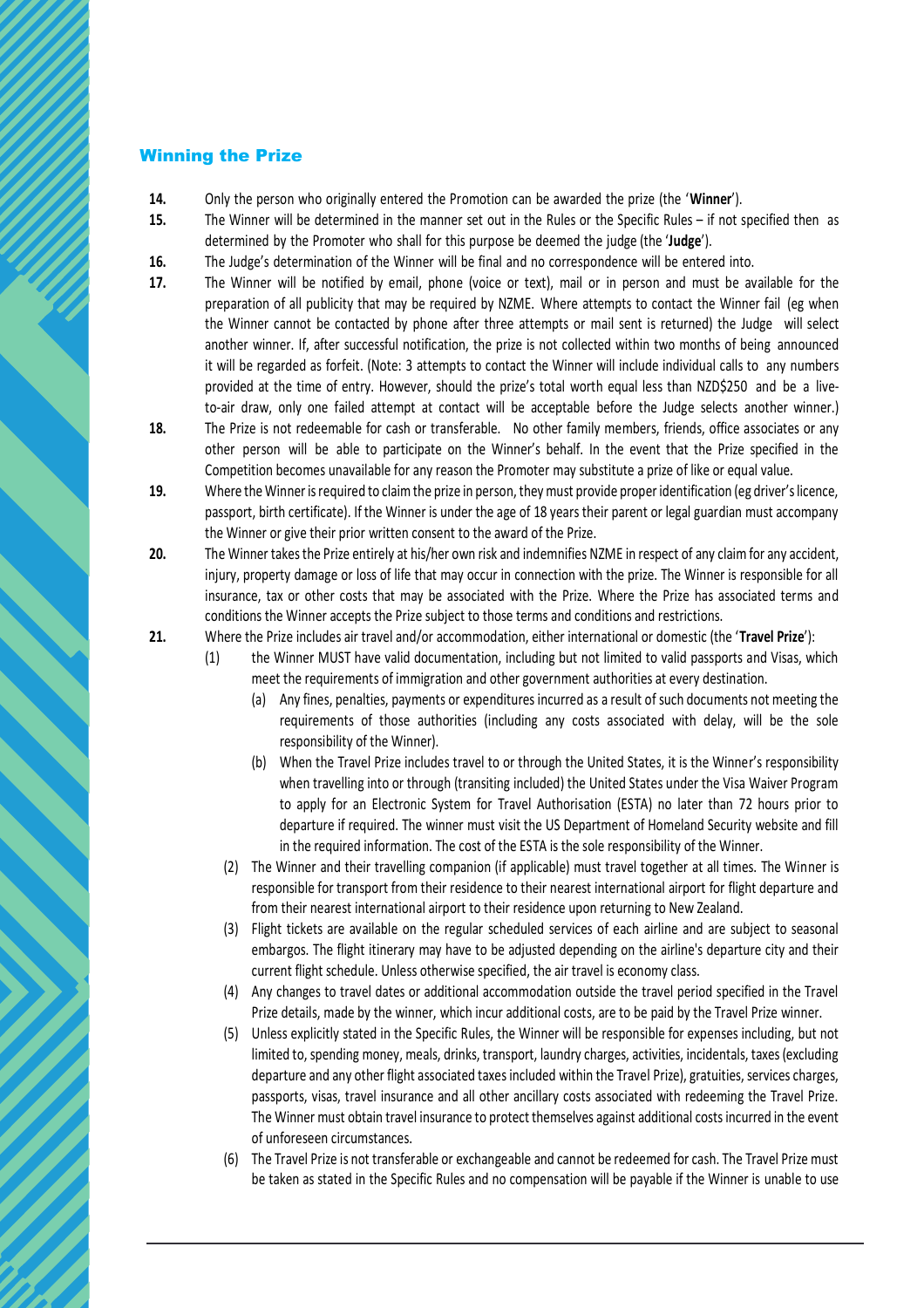## Winning the Prize

**14.** Only the person who originally entered the Promotion can be awarded the prize (the '**Winner**').

**15.** The Winner will be determined in the manner set out in the Rules or the Specific Rules – if not specified then as determined by the Promoter who shall for this purpose be deemed the judge (the '**Judge**').

**16.** The Judge's determination of the Winner will be final and no correspondence will be entered into.

**17.** The Winner will be notified by email, phone (voice or text), mail or in person and must be available for the preparation of all publicity that may be required by NZME. Where attempts to contact the Winner fail (eg when the Winner cannot be contacted by phone after three attempts or mail sent is returned) the Judge will select another winner. If, after successful notification, the prize is not collected within two months of being announced it will be regarded as forfeit. (Note: 3 attempts to contact the Winner will include individual calls to any numbers provided at the time of entry. However, should the prize's total worth equal less than NZD$250 and be a live-to-air draw, only one failed attempt at contact will be acceptable before the Judge selects another winner.)

**18.** The Prize is not redeemable for cash or transferable. No other family members, friends, office associates or any other person will be able to participate on the Winner's behalf. In the event that the Prize specified in the Competition becomes unavailable for any reason the Promoter may substitute a prize of like or equal value.

**19.** Where the Winner is required to claim the prize in person, they must provide proper identification (eg driver's licence, passport, birth certificate). If the Winner is under the age of 18 years their parent or legal guardian must accompany the Winner or give their prior written consent to the award of the Prize.

**20.** The Winner takes the Prize entirely at his/her own risk and indemnifies NZME in respect of any claim for any accident, injury, property damage or loss of life that may occur in connection with the prize. The Winner is responsible for all insurance, tax or other costs that may be associated with the Prize. Where the Prize has associated terms and conditions the Winner accepts the Prize subject to those terms and conditions and restrictions.

**21.** Where the Prize includes air travel and/or accommodation, either international or domestic (the '**Travel Prize**'):

(1) the Winner MUST have valid documentation, including but not limited to valid passports and Visas, which meet the requirements of immigration and other government authorities at every destination.

  (a) Any fines, penalties, payments or expenditures incurred as a result of such documents not meeting the requirements of those authorities (including any costs associated with delay, will be the sole responsibility of the Winner).

  (b) When the Travel Prize includes travel to or through the United States, it is the Winner's responsibility when travelling into or through (transiting included) the United States under the Visa Waiver Program to apply for an Electronic System for Travel Authorisation (ESTA) no later than 72 hours prior to departure if required. The winner must visit the US Department of Homeland Security website and fill in the required information. The cost of the ESTA is the sole responsibility of the Winner.

(2) The Winner and their travelling companion (if applicable) must travel together at all times. The Winner is responsible for transport from their residence to their nearest international airport for flight departure and from their nearest international airport to their residence upon returning to New Zealand.

(3) Flight tickets are available on the regular scheduled services of each airline and are subject to seasonal embargos. The flight itinerary may have to be adjusted depending on the airline's departure city and their current flight schedule. Unless otherwise specified, the air travel is economy class.

(4) Any changes to travel dates or additional accommodation outside the travel period specified in the Travel Prize details, made by the winner, which incur additional costs, are to be paid by the Travel Prize winner.

(5) Unless explicitly stated in the Specific Rules, the Winner will be responsible for expenses including, but not limited to, spending money, meals, drinks, transport, laundry charges, activities, incidentals, taxes (excluding departure and any other flight associated taxes included within the Travel Prize), gratuities, services charges, passports, visas, travel insurance and all other ancillary costs associated with redeeming the Travel Prize. The Winner must obtain travel insurance to protect themselves against additional costs incurred in the event of unforeseen circumstances.

(6) The Travel Prize is not transferable or exchangeable and cannot be redeemed for cash. The Travel Prize must be taken as stated in the Specific Rules and no compensation will be payable if the Winner is unable to use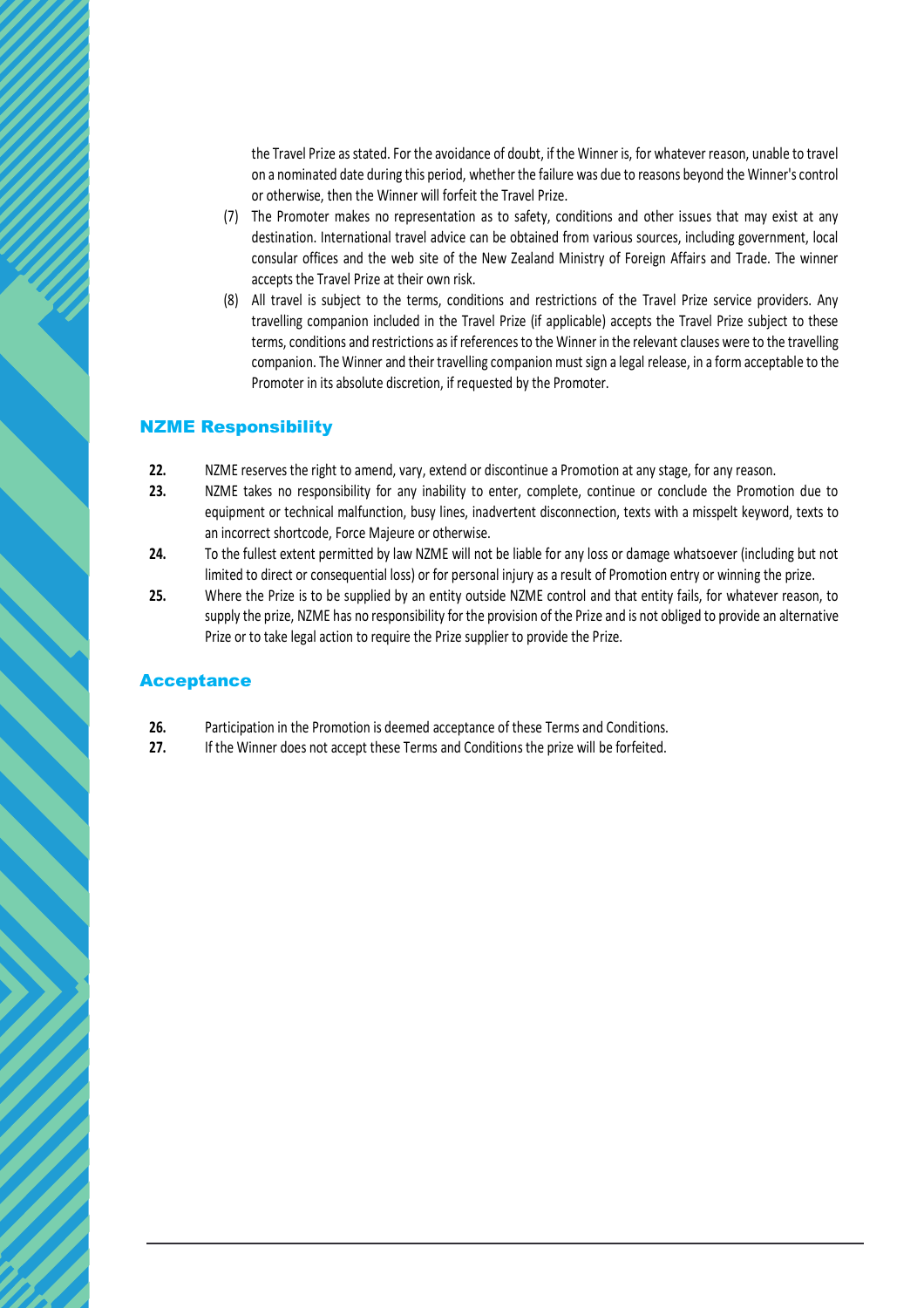the Travel Prize as stated. For the avoidance of doubt, if the Winner is, for whatever reason, unable to travel on a nominated date during this period, whether the failure was due to reasons beyond the Winner's control or otherwise, then the Winner will forfeit the Travel Prize.

(7) The Promoter makes no representation as to safety, conditions and other issues that may exist at any destination. International travel advice can be obtained from various sources, including government, local consular offices and the web site of the New Zealand Ministry of Foreign Affairs and Trade. The winner accepts the Travel Prize at their own risk.

(8) All travel is subject to the terms, conditions and restrictions of the Travel Prize service providers. Any travelling companion included in the Travel Prize (if applicable) accepts the Travel Prize subject to these terms, conditions and restrictions as if references to the Winner in the relevant clauses were to the travelling companion. The Winner and their travelling companion must sign a legal release, in a form acceptable to the Promoter in its absolute discretion, if requested by the Promoter.

## NZME Responsibility

**22.** NZME reserves the right to amend, vary, extend or discontinue a Promotion at any stage, for any reason.

**23.** NZME takes no responsibility for any inability to enter, complete, continue or conclude the Promotion due to equipment or technical malfunction, busy lines, inadvertent disconnection, texts with a misspelt keyword, texts to an incorrect shortcode, Force Majeure or otherwise.

**24.** To the fullest extent permitted by law NZME will not be liable for any loss or damage whatsoever (including but not limited to direct or consequential loss) or for personal injury as a result of Promotion entry or winning the prize.

**25.** Where the Prize is to be supplied by an entity outside NZME control and that entity fails, for whatever reason, to supply the prize, NZME has no responsibility for the provision of the Prize and is not obliged to provide an alternative Prize or to take legal action to require the Prize supplier to provide the Prize.

## Acceptance

**26.** Participation in the Promotion is deemed acceptance of these Terms and Conditions.

**27.** If the Winner does not accept these Terms and Conditions the prize will be forfeited.